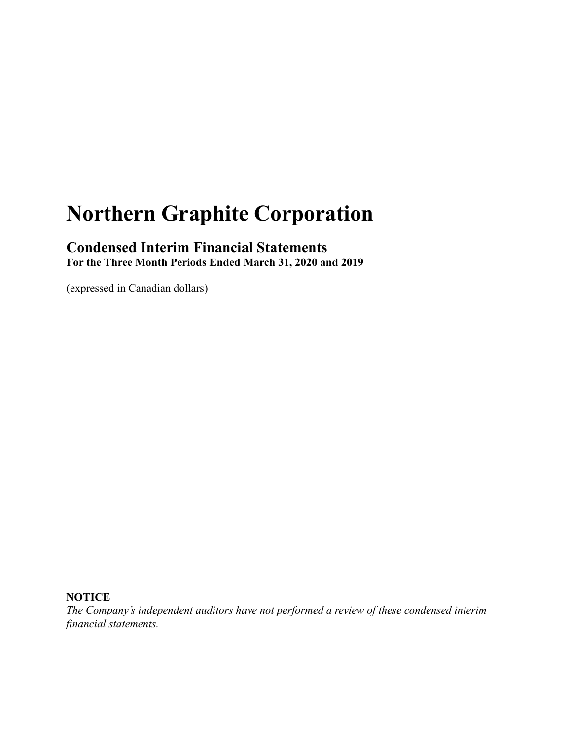# Northern Graphite Corporation

## Condensed Interim Financial Statements

**For the Three Month Periods Ended March 31, 2020 and 2019**

(expressed in Canadian dollars)

**NOTICE**

*The Company's independent auditors have not performed a review of these condensed interim financial statements.*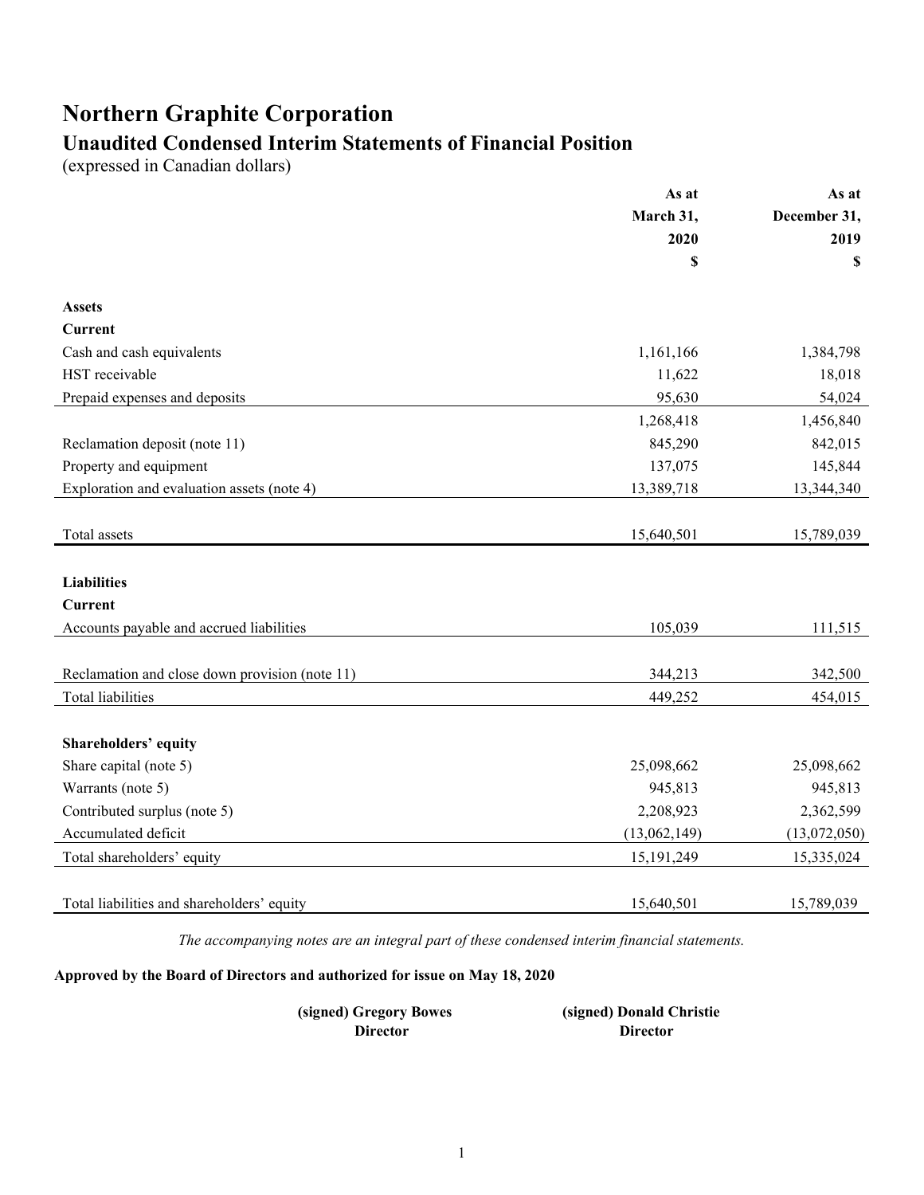# Northern Graphite Corporation

## Unaudited Condensed Interim Statements of Financial Position

(expressed in Canadian dollars)

| | As at March 31, 2020 $ | As at December 31, 2019 $ |
|---|---|---|
| **Assets** | | |
| **Current** | | |
| Cash and cash equivalents | 1,161,166 | 1,384,798 |
| HST receivable | 11,622 | 18,018 |
| Prepaid expenses and deposits | 95,630 | 54,024 |
| | 1,268,418 | 1,456,840 |
| Reclamation deposit (note 11) | 845,290 | 842,015 |
| Property and equipment | 137,075 | 145,844 |
| Exploration and evaluation assets (note 4) | 13,389,718 | 13,344,340 |
| Total assets | 15,640,501 | 15,789,039 |
| **Liabilities** | | |
| **Current** | | |
| Accounts payable and accrued liabilities | 105,039 | 111,515 |
| Reclamation and close down provision (note 11) | 344,213 | 342,500 |
| Total liabilities | 449,252 | 454,015 |
| **Shareholders' equity** | | |
| Share capital (note 5) | 25,098,662 | 25,098,662 |
| Warrants (note 5) | 945,813 | 945,813 |
| Contributed surplus (note 5) | 2,208,923 | 2,362,599 |
| Accumulated deficit | (13,062,149) | (13,072,050) |
| Total shareholders' equity | 15,191,249 | 15,335,024 |
| Total liabilities and shareholders' equity | 15,640,501 | 15,789,039 |

*The accompanying notes are an integral part of these condensed interim financial statements.*

**Approved by the Board of Directors and authorized for issue on May 18, 2020**

**(signed) Gregory Bowes**
**Director**

**(signed) Donald Christie**
**Director**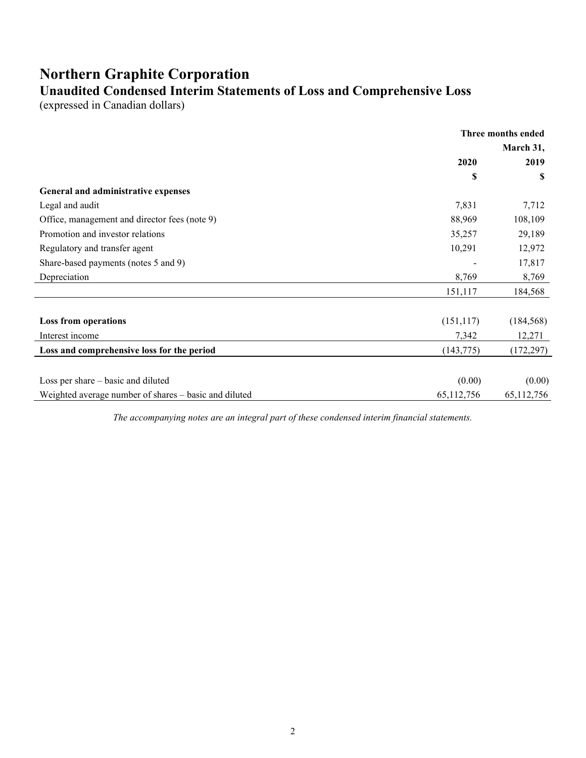# Northern Graphite Corporation

## Unaudited Condensed Interim Statements of Loss and Comprehensive Loss

(expressed in Canadian dollars)

| | Three months ended March 31, 2020 | Three months ended March 31, 2019 |
|---|---|---|
| | $ | $ |
| **General and administrative expenses** | | |
| Legal and audit | 7,831 | 7,712 |
| Office, management and director fees (note 9) | 88,969 | 108,109 |
| Promotion and investor relations | 35,257 | 29,189 |
| Regulatory and transfer agent | 10,291 | 12,972 |
| Share-based payments (notes 5 and 9) | - | 17,817 |
| Depreciation | 8,769 | 8,769 |
| | 151,117 | 184,568 |
| **Loss from operations** | (151,117) | (184,568) |
| Interest income | 7,342 | 12,271 |
| **Loss and comprehensive loss for the period** | (143,775) | (172,297) |
| Loss per share – basic and diluted | (0.00) | (0.00) |
| Weighted average number of shares – basic and diluted | 65,112,756 | 65,112,756 |

*The accompanying notes are an integral part of these condensed interim financial statements.*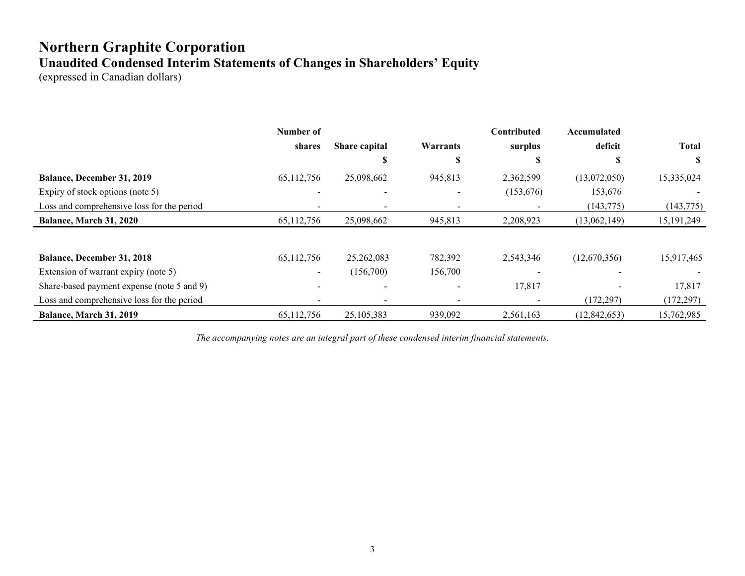# Northern Graphite Corporation

## Unaudited Condensed Interim Statements of Changes in Shareholders' Equity

(expressed in Canadian dollars)

| | Number of shares | Share capital | Warrants | Contributed surplus | Accumulated deficit | Total |
|---|---|---|---|---|---|---|
| | | $ | $ | $ | $ | $ |
| **Balance, December 31, 2019** | 65,112,756 | 25,098,662 | 945,813 | 2,362,599 | (13,072,050) | 15,335,024 |
| Expiry of stock options (note 5) | - | - | - | (153,676) | 153,676 | - |
| Loss and comprehensive loss for the period | - | - | - | - | (143,775) | (143,775) |
| **Balance, March 31, 2020** | 65,112,756 | 25,098,662 | 945,813 | 2,208,923 | (13,062,149) | 15,191,249 |
| | | | | | | |
| **Balance, December 31, 2018** | 65,112,756 | 25,262,083 | 782,392 | 2,543,346 | (12,670,356) | 15,917,465 |
| Extension of warrant expiry (note 5) | - | (156,700) | 156,700 | - | - | - |
| Share-based payment expense (note 5 and 9) | - | - | - | 17,817 | - | 17,817 |
| Loss and comprehensive loss for the period | - | - | - | - | (172,297) | (172,297) |
| **Balance, March 31, 2019** | 65,112,756 | 25,105,383 | 939,092 | 2,561,163 | (12,842,653) | 15,762,985 |

*The accompanying notes are an integral part of these condensed interim financial statements.*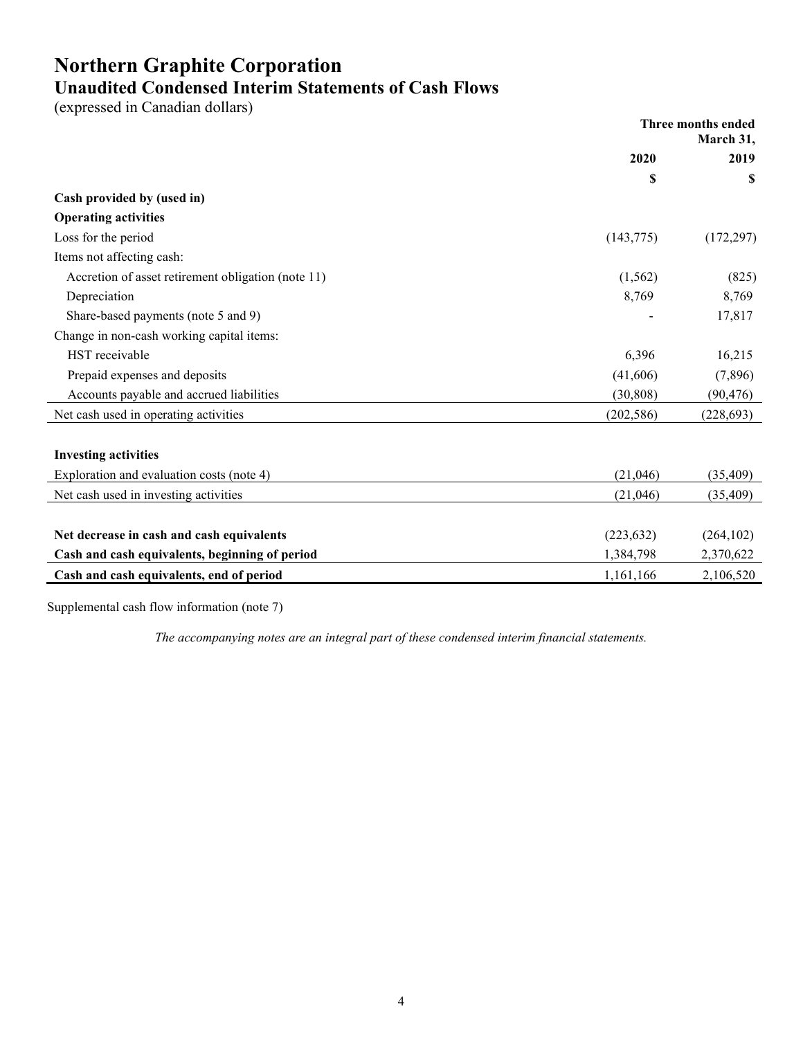# Northern Graphite Corporation

## Unaudited Condensed Interim Statements of Cash Flows

(expressed in Canadian dollars)

| | Three months ended March 31, | |
|---|---|---|
| | 2020 | 2019 |
| | $ | $ |
| **Cash provided by (used in)** | | |
| **Operating activities** | | |
| Loss for the period | (143,775) | (172,297) |
| Items not affecting cash: | | |
| Accretion of asset retirement obligation (note 11) | (1,562) | (825) |
| Depreciation | 8,769 | 8,769 |
| Share-based payments (note 5 and 9) | - | 17,817 |
| Change in non-cash working capital items: | | |
| HST receivable | 6,396 | 16,215 |
| Prepaid expenses and deposits | (41,606) | (7,896) |
| Accounts payable and accrued liabilities | (30,808) | (90,476) |
| Net cash used in operating activities | (202,586) | (228,693) |
| | | |
| **Investing activities** | | |
| Exploration and evaluation costs (note 4) | (21,046) | (35,409) |
| Net cash used in investing activities | (21,046) | (35,409) |
| | | |
| **Net decrease in cash and cash equivalents** | (223,632) | (264,102) |
| **Cash and cash equivalents, beginning of period** | 1,384,798 | 2,370,622 |
| **Cash and cash equivalents, end of period** | 1,161,166 | 2,106,520 |

Supplemental cash flow information (note 7)

*The accompanying notes are an integral part of these condensed interim financial statements.*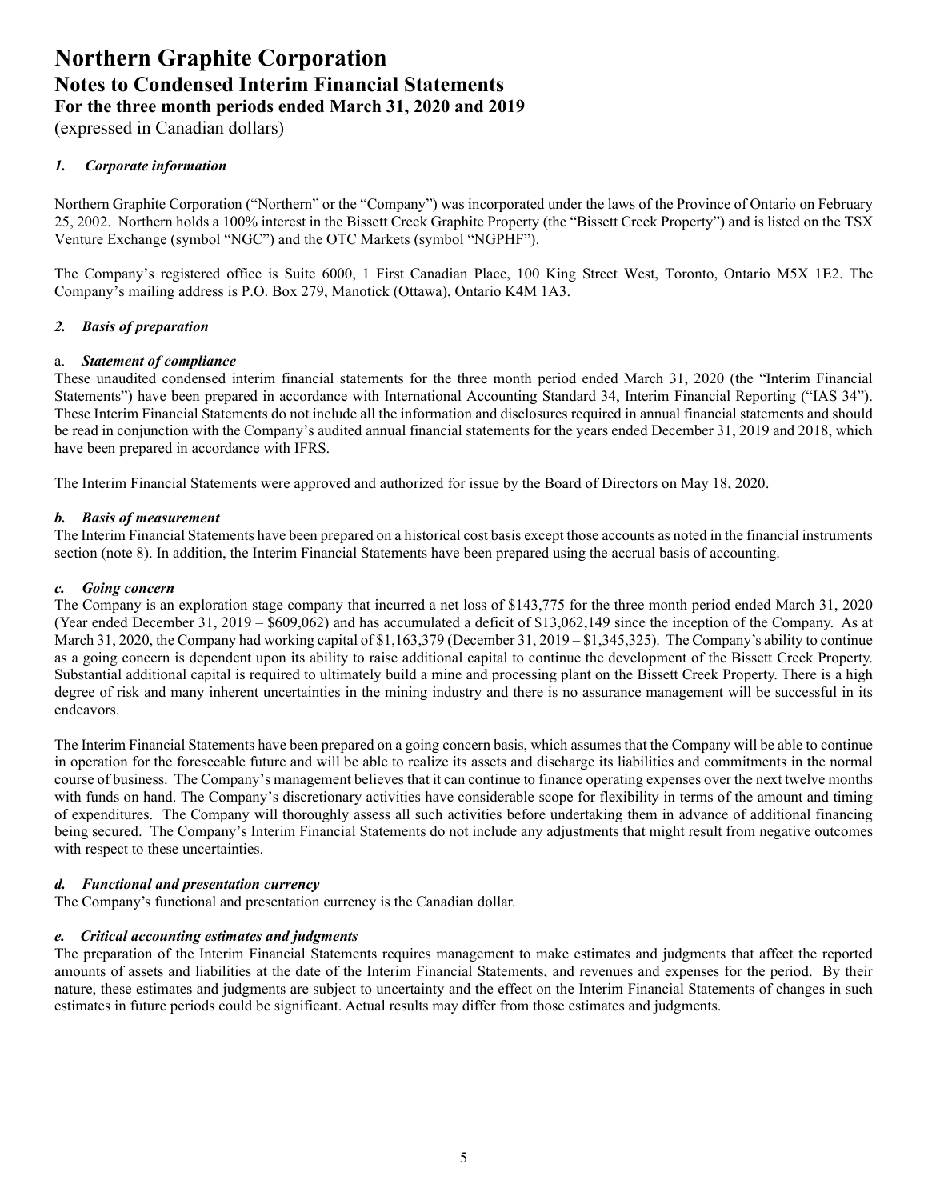# Northern Graphite Corporation
## Notes to Condensed Interim Financial Statements
## For the three month periods ended March 31, 2020 and 2019
(expressed in Canadian dollars)

### *1. Corporate information*

Northern Graphite Corporation ("Northern" or the "Company") was incorporated under the laws of the Province of Ontario on February 25, 2002. Northern holds a 100% interest in the Bissett Creek Graphite Property (the "Bissett Creek Property") and is listed on the TSX Venture Exchange (symbol "NGC") and the OTC Markets (symbol "NGPHF").

The Company's registered office is Suite 6000, 1 First Canadian Place, 100 King Street West, Toronto, Ontario M5X 1E2. The Company's mailing address is P.O. Box 279, Manotick (Ottawa), Ontario K4M 1A3.

### *2. Basis of preparation*

a. ***Statement of compliance***
These unaudited condensed interim financial statements for the three month period ended March 31, 2020 (the "Interim Financial Statements") have been prepared in accordance with International Accounting Standard 34, Interim Financial Reporting ("IAS 34"). These Interim Financial Statements do not include all the information and disclosures required in annual financial statements and should be read in conjunction with the Company's audited annual financial statements for the years ended December 31, 2019 and 2018, which have been prepared in accordance with IFRS.

The Interim Financial Statements were approved and authorized for issue by the Board of Directors on May 18, 2020.

***b. Basis of measurement***
The Interim Financial Statements have been prepared on a historical cost basis except those accounts as noted in the financial instruments section (note 8). In addition, the Interim Financial Statements have been prepared using the accrual basis of accounting.

***c. Going concern***
The Company is an exploration stage company that incurred a net loss of $143,775 for the three month period ended March 31, 2020 (Year ended December 31, 2019 – $609,062) and has accumulated a deficit of $13,062,149 since the inception of the Company. As at March 31, 2020, the Company had working capital of $1,163,379 (December 31, 2019 – $1,345,325). The Company's ability to continue as a going concern is dependent upon its ability to raise additional capital to continue the development of the Bissett Creek Property. Substantial additional capital is required to ultimately build a mine and processing plant on the Bissett Creek Property. There is a high degree of risk and many inherent uncertainties in the mining industry and there is no assurance management will be successful in its endeavors.

The Interim Financial Statements have been prepared on a going concern basis, which assumes that the Company will be able to continue in operation for the foreseeable future and will be able to realize its assets and discharge its liabilities and commitments in the normal course of business. The Company's management believes that it can continue to finance operating expenses over the next twelve months with funds on hand. The Company's discretionary activities have considerable scope for flexibility in terms of the amount and timing of expenditures. The Company will thoroughly assess all such activities before undertaking them in advance of additional financing being secured. The Company's Interim Financial Statements do not include any adjustments that might result from negative outcomes with respect to these uncertainties.

***d. Functional and presentation currency***
The Company's functional and presentation currency is the Canadian dollar.

***e. Critical accounting estimates and judgments***
The preparation of the Interim Financial Statements requires management to make estimates and judgments that affect the reported amounts of assets and liabilities at the date of the Interim Financial Statements, and revenues and expenses for the period. By their nature, these estimates and judgments are subject to uncertainty and the effect on the Interim Financial Statements of changes in such estimates in future periods could be significant. Actual results may differ from those estimates and judgments.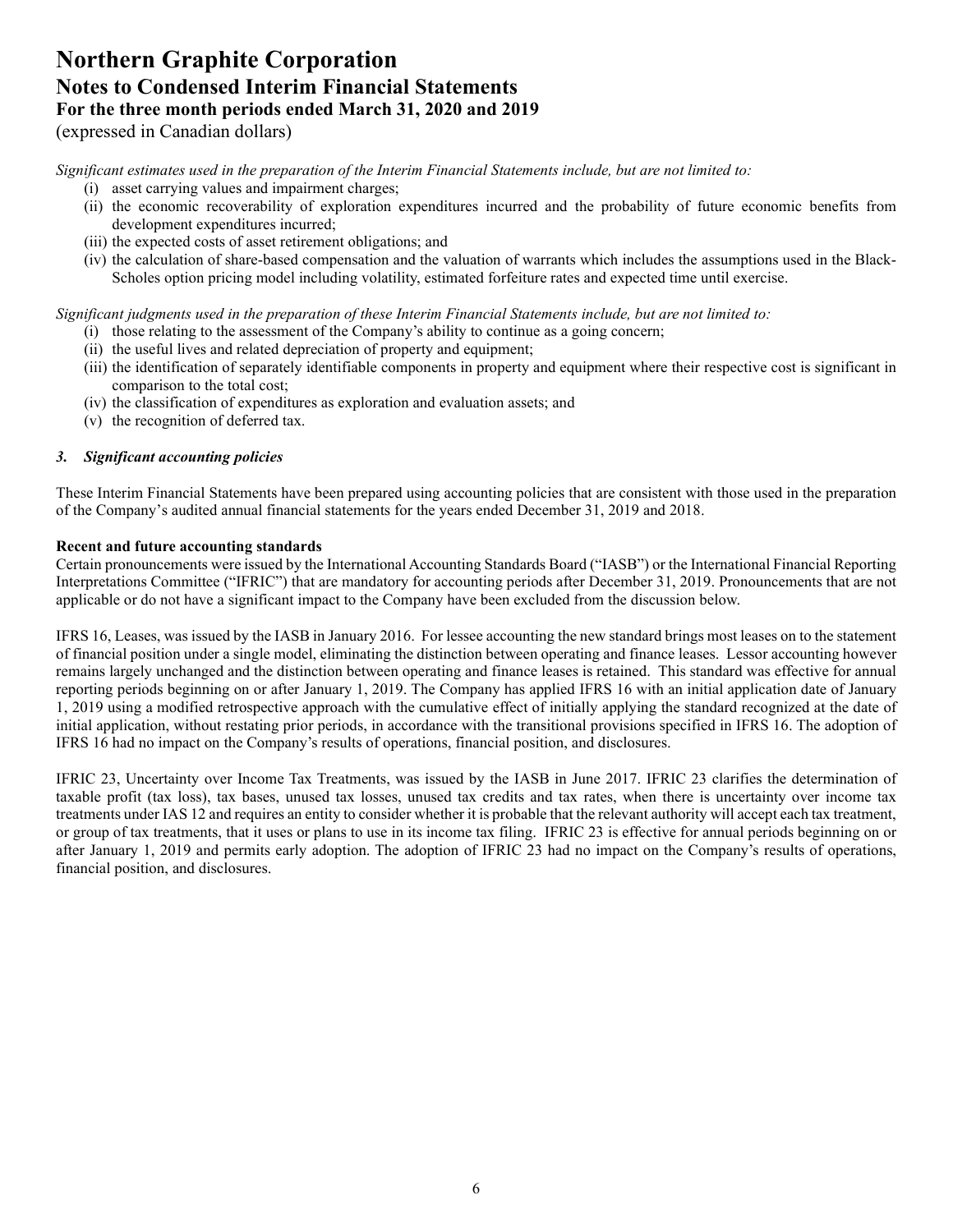*Significant estimates used in the preparation of the Interim Financial Statements include, but are not limited to:*

- (i) asset carrying values and impairment charges;
- (ii) the economic recoverability of exploration expenditures incurred and the probability of future economic benefits from development expenditures incurred;
- (iii) the expected costs of asset retirement obligations; and
- (iv) the calculation of share-based compensation and the valuation of warrants which includes the assumptions used in the Black-Scholes option pricing model including volatility, estimated forfeiture rates and expected time until exercise.

*Significant judgments used in the preparation of these Interim Financial Statements include, but are not limited to:*

- (i) those relating to the assessment of the Company's ability to continue as a going concern;
- (ii) the useful lives and related depreciation of property and equipment;
- (iii) the identification of separately identifiable components in property and equipment where their respective cost is significant in comparison to the total cost;
- (iv) the classification of expenditures as exploration and evaluation assets; and
- (v) the recognition of deferred tax.

### *3. Significant accounting policies*

These Interim Financial Statements have been prepared using accounting policies that are consistent with those used in the preparation of the Company's audited annual financial statements for the years ended December 31, 2019 and 2018.

**Recent and future accounting standards**

Certain pronouncements were issued by the International Accounting Standards Board ("IASB") or the International Financial Reporting Interpretations Committee ("IFRIC") that are mandatory for accounting periods after December 31, 2019. Pronouncements that are not applicable or do not have a significant impact to the Company have been excluded from the discussion below.

IFRS 16, Leases, was issued by the IASB in January 2016. For lessee accounting the new standard brings most leases on to the statement of financial position under a single model, eliminating the distinction between operating and finance leases. Lessor accounting however remains largely unchanged and the distinction between operating and finance leases is retained. This standard was effective for annual reporting periods beginning on or after January 1, 2019. The Company has applied IFRS 16 with an initial application date of January 1, 2019 using a modified retrospective approach with the cumulative effect of initially applying the standard recognized at the date of initial application, without restating prior periods, in accordance with the transitional provisions specified in IFRS 16. The adoption of IFRS 16 had no impact on the Company's results of operations, financial position, and disclosures.

IFRIC 23, Uncertainty over Income Tax Treatments, was issued by the IASB in June 2017. IFRIC 23 clarifies the determination of taxable profit (tax loss), tax bases, unused tax losses, unused tax credits and tax rates, when there is uncertainty over income tax treatments under IAS 12 and requires an entity to consider whether it is probable that the relevant authority will accept each tax treatment, or group of tax treatments, that it uses or plans to use in its income tax filing. IFRIC 23 is effective for annual periods beginning on or after January 1, 2019 and permits early adoption. The adoption of IFRIC 23 had no impact on the Company's results of operations, financial position, and disclosures.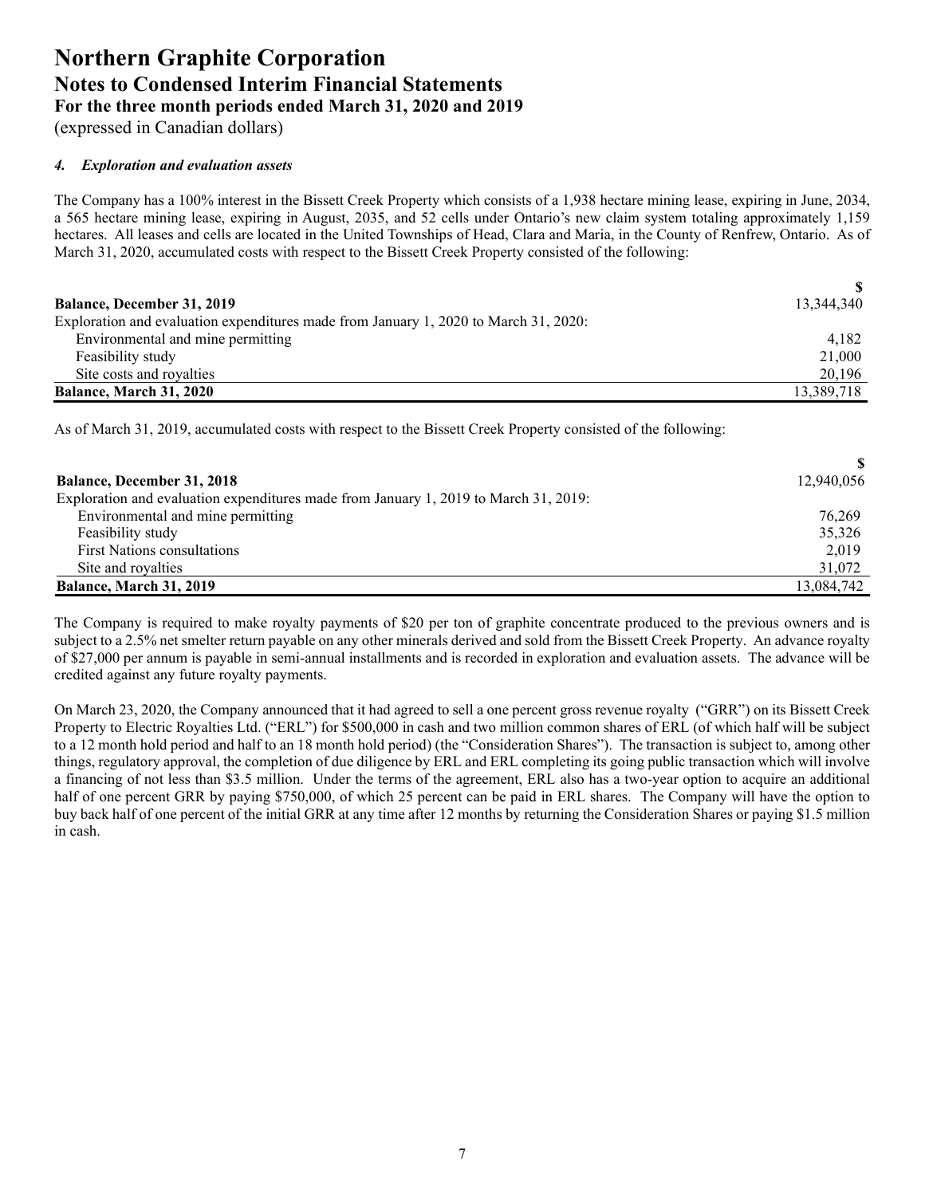# Northern Graphite Corporation

## Notes to Condensed Interim Financial Statements

### For the three month periods ended March 31, 2020 and 2019

(expressed in Canadian dollars)

#### *4. Exploration and evaluation assets*

The Company has a 100% interest in the Bissett Creek Property which consists of a 1,938 hectare mining lease, expiring in June, 2034, a 565 hectare mining lease, expiring in August, 2035, and 52 cells under Ontario's new claim system totaling approximately 1,159 hectares. All leases and cells are located in the United Townships of Head, Clara and Maria, in the County of Renfrew, Ontario. As of March 31, 2020, accumulated costs with respect to the Bissett Creek Property consisted of the following:

| | $ |
|---|---|
| **Balance, December 31, 2019** | 13,344,340 |
| Exploration and evaluation expenditures made from January 1, 2020 to March 31, 2020: | |
| Environmental and mine permitting | 4,182 |
| Feasibility study | 21,000 |
| Site costs and royalties | 20,196 |
| **Balance, March 31, 2020** | 13,389,718 |

As of March 31, 2019, accumulated costs with respect to the Bissett Creek Property consisted of the following:

| | $ |
|---|---|
| **Balance, December 31, 2018** | 12,940,056 |
| Exploration and evaluation expenditures made from January 1, 2019 to March 31, 2019: | |
| Environmental and mine permitting | 76,269 |
| Feasibility study | 35,326 |
| First Nations consultations | 2,019 |
| Site and royalties | 31,072 |
| **Balance, March 31, 2019** | 13,084,742 |

The Company is required to make royalty payments of $20 per ton of graphite concentrate produced to the previous owners and is subject to a 2.5% net smelter return payable on any other minerals derived and sold from the Bissett Creek Property. An advance royalty of $27,000 per annum is payable in semi-annual installments and is recorded in exploration and evaluation assets. The advance will be credited against any future royalty payments.

On March 23, 2020, the Company announced that it had agreed to sell a one percent gross revenue royalty ("GRR") on its Bissett Creek Property to Electric Royalties Ltd. ("ERL") for $500,000 in cash and two million common shares of ERL (of which half will be subject to a 12 month hold period and half to an 18 month hold period) (the "Consideration Shares"). The transaction is subject to, among other things, regulatory approval, the completion of due diligence by ERL and ERL completing its going public transaction which will involve a financing of not less than $3.5 million. Under the terms of the agreement, ERL also has a two-year option to acquire an additional half of one percent GRR by paying $750,000, of which 25 percent can be paid in ERL shares. The Company will have the option to buy back half of one percent of the initial GRR at any time after 12 months by returning the Consideration Shares or paying $1.5 million in cash.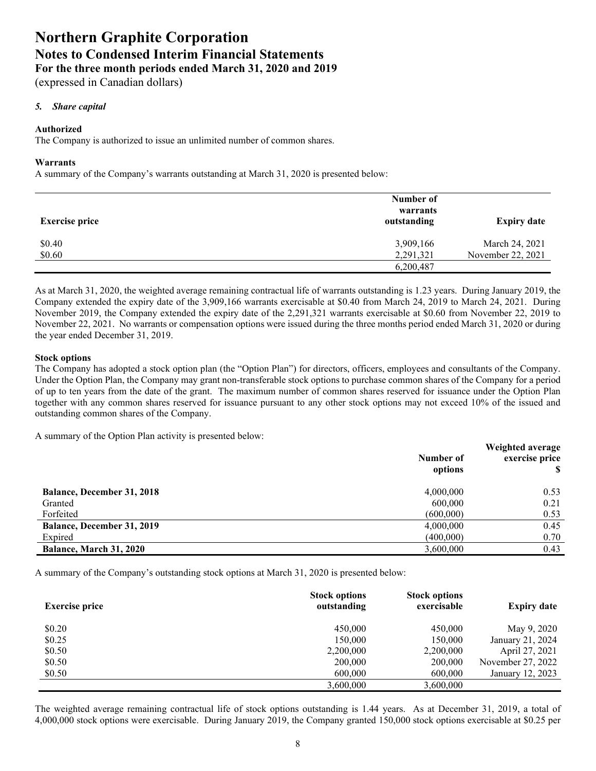# Northern Graphite Corporation
## Notes to Condensed Interim Financial Statements
### For the three month periods ended March 31, 2020 and 2019
(expressed in Canadian dollars)

### *5. Share capital*

**Authorized**
The Company is authorized to issue an unlimited number of common shares.

**Warrants**
A summary of the Company's warrants outstanding at March 31, 2020 is presented below:

| Exercise price | Number of warrants outstanding | Expiry date |
|---|---|---|
| $0.40 | 3,909,166 | March 24, 2021 |
| $0.60 | 2,291,321 | November 22, 2021 |
| | 6,200,487 | |

As at March 31, 2020, the weighted average remaining contractual life of warrants outstanding is 1.23 years. During January 2019, the Company extended the expiry date of the 3,909,166 warrants exercisable at $0.40 from March 24, 2019 to March 24, 2021. During November 2019, the Company extended the expiry date of the 2,291,321 warrants exercisable at $0.60 from November 22, 2019 to November 22, 2021. No warrants or compensation options were issued during the three months period ended March 31, 2020 or during the year ended December 31, 2019.

**Stock options**
The Company has adopted a stock option plan (the "Option Plan") for directors, officers, employees and consultants of the Company. Under the Option Plan, the Company may grant non-transferable stock options to purchase common shares of the Company for a period of up to ten years from the date of the grant. The maximum number of common shares reserved for issuance under the Option Plan together with any common shares reserved for issuance pursuant to any other stock options may not exceed 10% of the issued and outstanding common shares of the Company.

A summary of the Option Plan activity is presented below:

| | Number of options | Weighted average exercise price $ |
|---|---|---|
| **Balance, December 31, 2018** | 4,000,000 | 0.53 |
| Granted | 600,000 | 0.21 |
| Forfeited | (600,000) | 0.53 |
| **Balance, December 31, 2019** | 4,000,000 | 0.45 |
| Expired | (400,000) | 0.70 |
| **Balance, March 31, 2020** | 3,600,000 | 0.43 |

A summary of the Company's outstanding stock options at March 31, 2020 is presented below:

| Exercise price | Stock options outstanding | Stock options exercisable | Expiry date |
|---|---|---|---|
| $0.20 | 450,000 | 450,000 | May 9, 2020 |
| $0.25 | 150,000 | 150,000 | January 21, 2024 |
| $0.50 | 2,200,000 | 2,200,000 | April 27, 2021 |
| $0.50 | 200,000 | 200,000 | November 27, 2022 |
| $0.50 | 600,000 | 600,000 | January 12, 2023 |
| | 3,600,000 | 3,600,000 | |

The weighted average remaining contractual life of stock options outstanding is 1.44 years. As at December 31, 2019, a total of 4,000,000 stock options were exercisable. During January 2019, the Company granted 150,000 stock options exercisable at $0.25 per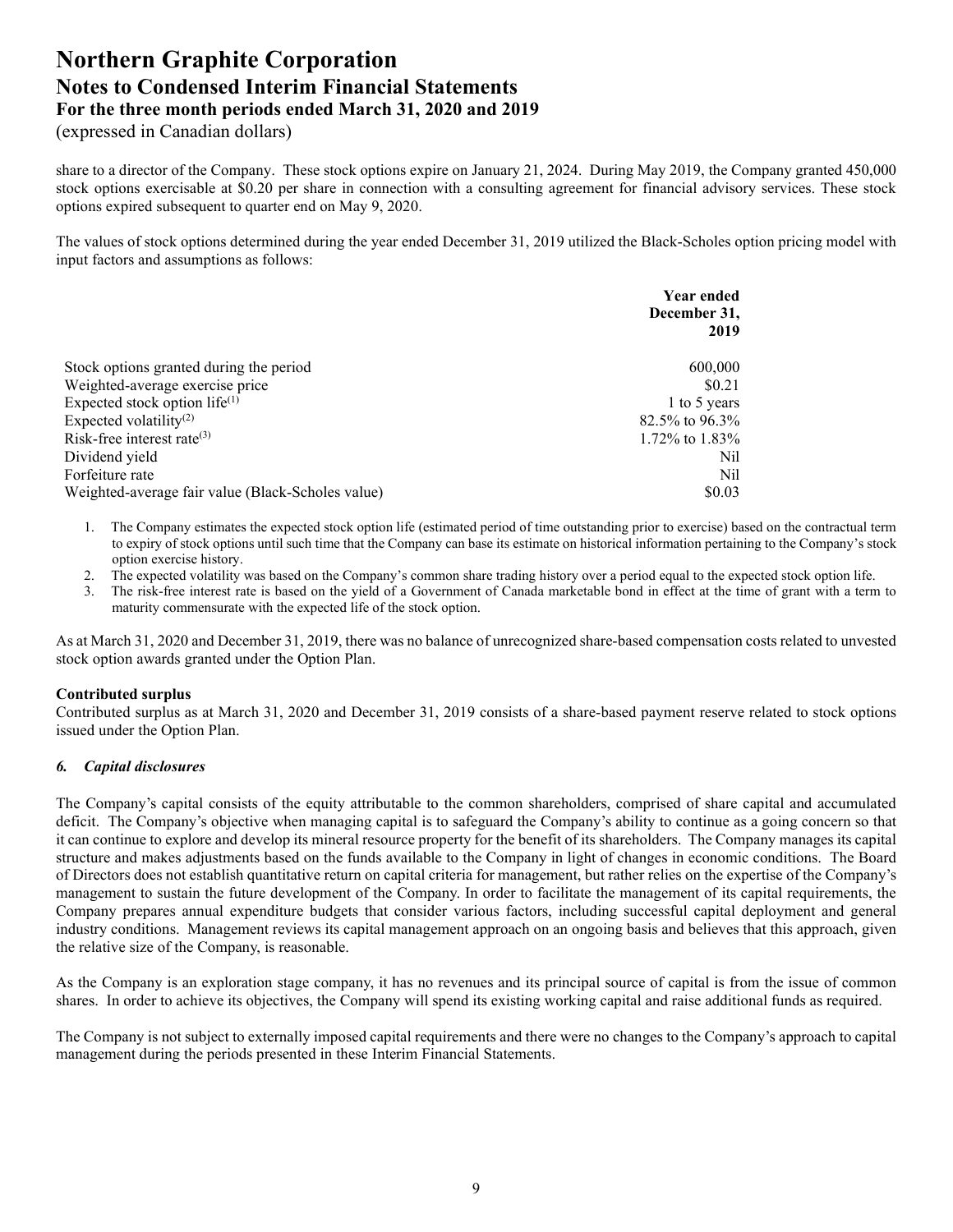share to a director of the Company. These stock options expire on January 21, 2024. During May 2019, the Company granted 450,000 stock options exercisable at \$0.20 per share in connection with a consulting agreement for financial advisory services. These stock options expired subsequent to quarter end on May 9, 2020.

The values of stock options determined during the year ended December 31, 2019 utilized the Black-Scholes option pricing model with input factors and assumptions as follows:

| | Year ended December 31, 2019 |
|---|---|
| Stock options granted during the period | 600,000 |
| Weighted-average exercise price | \$0.21 |
| Expected stock option life[(1)] | 1 to 5 years |
| Expected volatility[(2)] | 82.5% to 96.3% |
| Risk-free interest rate[(3)] | 1.72% to 1.83% |
| Dividend yield | Nil |
| Forfeiture rate | Nil |
| Weighted-average fair value (Black-Scholes value) | \$0.03 |

1. The Company estimates the expected stock option life (estimated period of time outstanding prior to exercise) based on the contractual term to expiry of stock options until such time that the Company can base its estimate on historical information pertaining to the Company's stock option exercise history.
2. The expected volatility was based on the Company's common share trading history over a period equal to the expected stock option life.
3. The risk-free interest rate is based on the yield of a Government of Canada marketable bond in effect at the time of grant with a term to maturity commensurate with the expected life of the stock option.

As at March 31, 2020 and December 31, 2019, there was no balance of unrecognized share-based compensation costs related to unvested stock option awards granted under the Option Plan.

**Contributed surplus**

Contributed surplus as at March 31, 2020 and December 31, 2019 consists of a share-based payment reserve related to stock options issued under the Option Plan.

### *6. Capital disclosures*

The Company's capital consists of the equity attributable to the common shareholders, comprised of share capital and accumulated deficit. The Company's objective when managing capital is to safeguard the Company's ability to continue as a going concern so that it can continue to explore and develop its mineral resource property for the benefit of its shareholders. The Company manages its capital structure and makes adjustments based on the funds available to the Company in light of changes in economic conditions. The Board of Directors does not establish quantitative return on capital criteria for management, but rather relies on the expertise of the Company's management to sustain the future development of the Company. In order to facilitate the management of its capital requirements, the Company prepares annual expenditure budgets that consider various factors, including successful capital deployment and general industry conditions. Management reviews its capital management approach on an ongoing basis and believes that this approach, given the relative size of the Company, is reasonable.

As the Company is an exploration stage company, it has no revenues and its principal source of capital is from the issue of common shares. In order to achieve its objectives, the Company will spend its existing working capital and raise additional funds as required.

The Company is not subject to externally imposed capital requirements and there were no changes to the Company's approach to capital management during the periods presented in these Interim Financial Statements.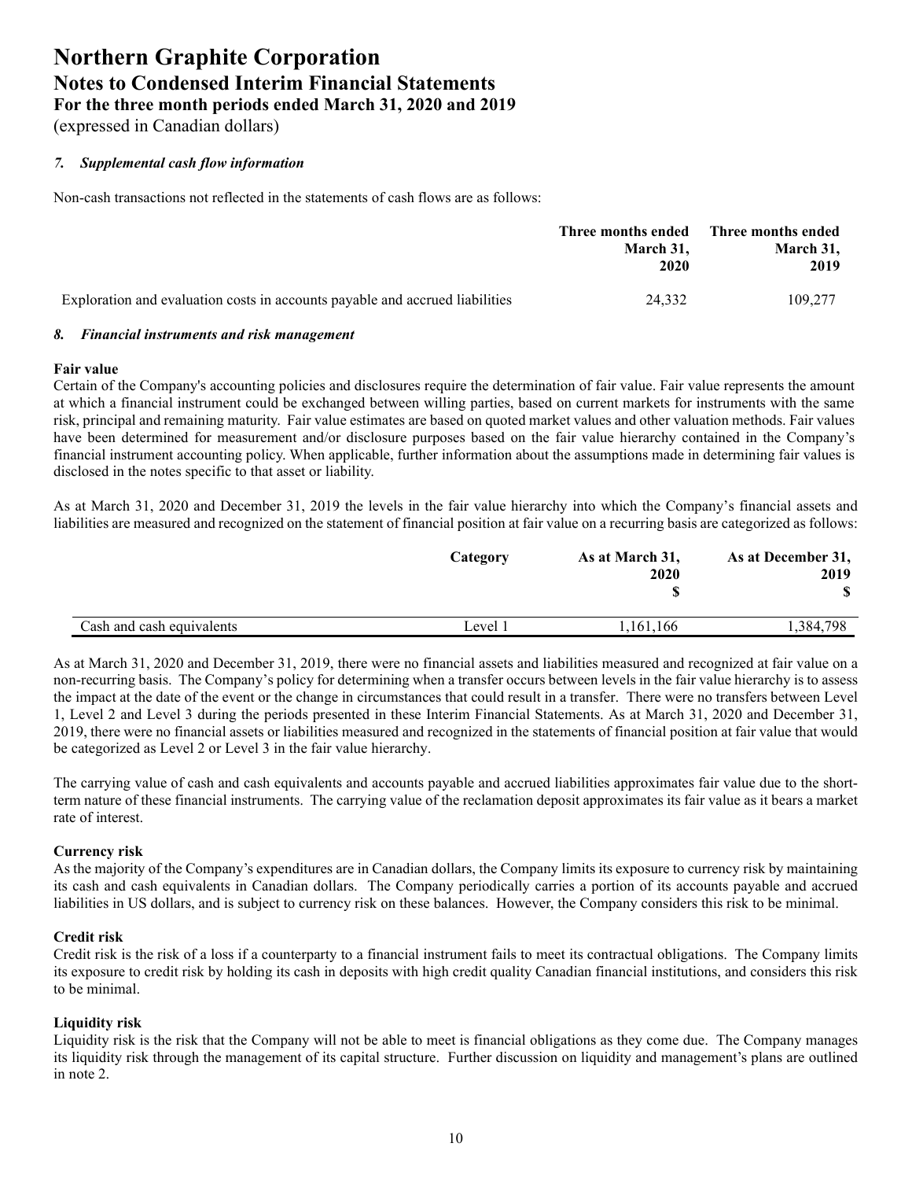# Northern Graphite Corporation

## Notes to Condensed Interim Financial Statements

### For the three month periods ended March 31, 2020 and 2019

(expressed in Canadian dollars)

### *7. Supplemental cash flow information*

Non-cash transactions not reflected in the statements of cash flows are as follows:

| | Three months ended March 31, 2020 | Three months ended March 31, 2019 |
|---|---|---|
| Exploration and evaluation costs in accounts payable and accrued liabilities | 24,332 | 109,277 |

### *8. Financial instruments and risk management*

**Fair value**

Certain of the Company's accounting policies and disclosures require the determination of fair value. Fair value represents the amount at which a financial instrument could be exchanged between willing parties, based on current markets for instruments with the same risk, principal and remaining maturity. Fair value estimates are based on quoted market values and other valuation methods. Fair values have been determined for measurement and/or disclosure purposes based on the fair value hierarchy contained in the Company's financial instrument accounting policy. When applicable, further information about the assumptions made in determining fair values is disclosed in the notes specific to that asset or liability.

As at March 31, 2020 and December 31, 2019 the levels in the fair value hierarchy into which the Company's financial assets and liabilities are measured and recognized on the statement of financial position at fair value on a recurring basis are categorized as follows:

| | Category | As at March 31, 2020 $ | As at December 31, 2019 $ |
|---|---|---|---|
| Cash and cash equivalents | Level 1 | 1,161,166 | 1,384,798 |

As at March 31, 2020 and December 31, 2019, there were no financial assets and liabilities measured and recognized at fair value on a non-recurring basis. The Company's policy for determining when a transfer occurs between levels in the fair value hierarchy is to assess the impact at the date of the event or the change in circumstances that could result in a transfer. There were no transfers between Level 1, Level 2 and Level 3 during the periods presented in these Interim Financial Statements. As at March 31, 2020 and December 31, 2019, there were no financial assets or liabilities measured and recognized in the statements of financial position at fair value that would be categorized as Level 2 or Level 3 in the fair value hierarchy.

The carrying value of cash and cash equivalents and accounts payable and accrued liabilities approximates fair value due to the short-term nature of these financial instruments. The carrying value of the reclamation deposit approximates its fair value as it bears a market rate of interest.

**Currency risk**

As the majority of the Company's expenditures are in Canadian dollars, the Company limits its exposure to currency risk by maintaining its cash and cash equivalents in Canadian dollars. The Company periodically carries a portion of its accounts payable and accrued liabilities in US dollars, and is subject to currency risk on these balances. However, the Company considers this risk to be minimal.

**Credit risk**

Credit risk is the risk of a loss if a counterparty to a financial instrument fails to meet its contractual obligations. The Company limits its exposure to credit risk by holding its cash in deposits with high credit quality Canadian financial institutions, and considers this risk to be minimal.

**Liquidity risk**

Liquidity risk is the risk that the Company will not be able to meet is financial obligations as they come due. The Company manages its liquidity risk through the management of its capital structure. Further discussion on liquidity and management's plans are outlined in note 2.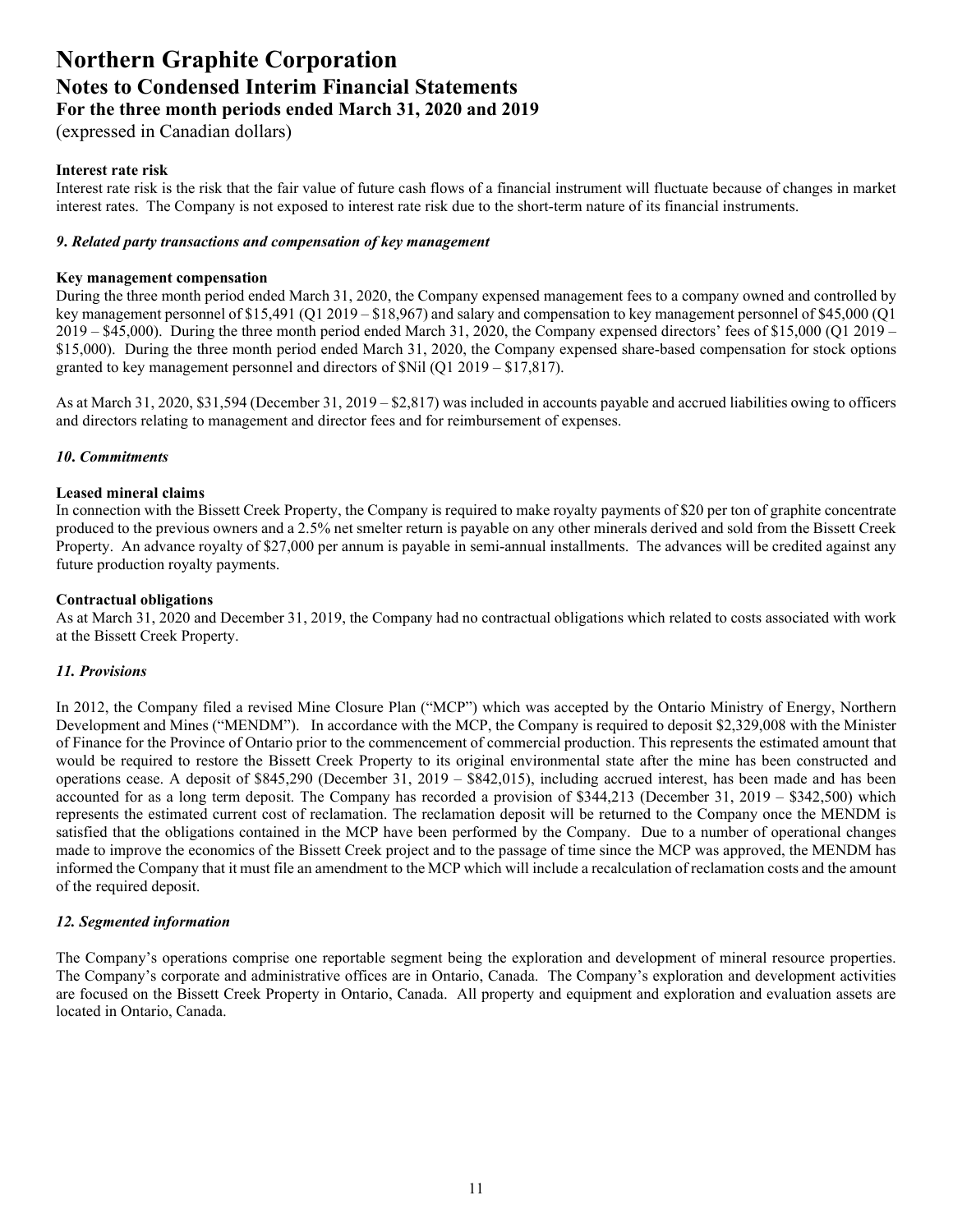**Interest rate risk**

Interest rate risk is the risk that the fair value of future cash flows of a financial instrument will fluctuate because of changes in market interest rates. The Company is not exposed to interest rate risk due to the short-term nature of its financial instruments.

### *9. Related party transactions and compensation of key management*

**Key management compensation**

During the three month period ended March 31, 2020, the Company expensed management fees to a company owned and controlled by key management personnel of $15,491 (Q1 2019 – $18,967) and salary and compensation to key management personnel of $45,000 (Q1 2019 – $45,000). During the three month period ended March 31, 2020, the Company expensed directors' fees of $15,000 (Q1 2019 – $15,000). During the three month period ended March 31, 2020, the Company expensed share-based compensation for stock options granted to key management personnel and directors of $Nil (Q1 2019 – $17,817).

As at March 31, 2020, $31,594 (December 31, 2019 – $2,817) was included in accounts payable and accrued liabilities owing to officers and directors relating to management and director fees and for reimbursement of expenses.

### *10. Commitments*

**Leased mineral claims**

In connection with the Bissett Creek Property, the Company is required to make royalty payments of $20 per ton of graphite concentrate produced to the previous owners and a 2.5% net smelter return is payable on any other minerals derived and sold from the Bissett Creek Property. An advance royalty of $27,000 per annum is payable in semi-annual installments. The advances will be credited against any future production royalty payments.

**Contractual obligations**

As at March 31, 2020 and December 31, 2019, the Company had no contractual obligations which related to costs associated with work at the Bissett Creek Property.

### *11. Provisions*

In 2012, the Company filed a revised Mine Closure Plan ("MCP") which was accepted by the Ontario Ministry of Energy, Northern Development and Mines ("MENDM"). In accordance with the MCP, the Company is required to deposit $2,329,008 with the Minister of Finance for the Province of Ontario prior to the commencement of commercial production. This represents the estimated amount that would be required to restore the Bissett Creek Property to its original environmental state after the mine has been constructed and operations cease. A deposit of $845,290 (December 31, 2019 – $842,015), including accrued interest, has been made and has been accounted for as a long term deposit. The Company has recorded a provision of $344,213 (December 31, 2019 – $342,500) which represents the estimated current cost of reclamation. The reclamation deposit will be returned to the Company once the MENDM is satisfied that the obligations contained in the MCP have been performed by the Company. Due to a number of operational changes made to improve the economics of the Bissett Creek project and to the passage of time since the MCP was approved, the MENDM has informed the Company that it must file an amendment to the MCP which will include a recalculation of reclamation costs and the amount of the required deposit.

### *12. Segmented information*

The Company's operations comprise one reportable segment being the exploration and development of mineral resource properties. The Company's corporate and administrative offices are in Ontario, Canada. The Company's exploration and development activities are focused on the Bissett Creek Property in Ontario, Canada. All property and equipment and exploration and evaluation assets are located in Ontario, Canada.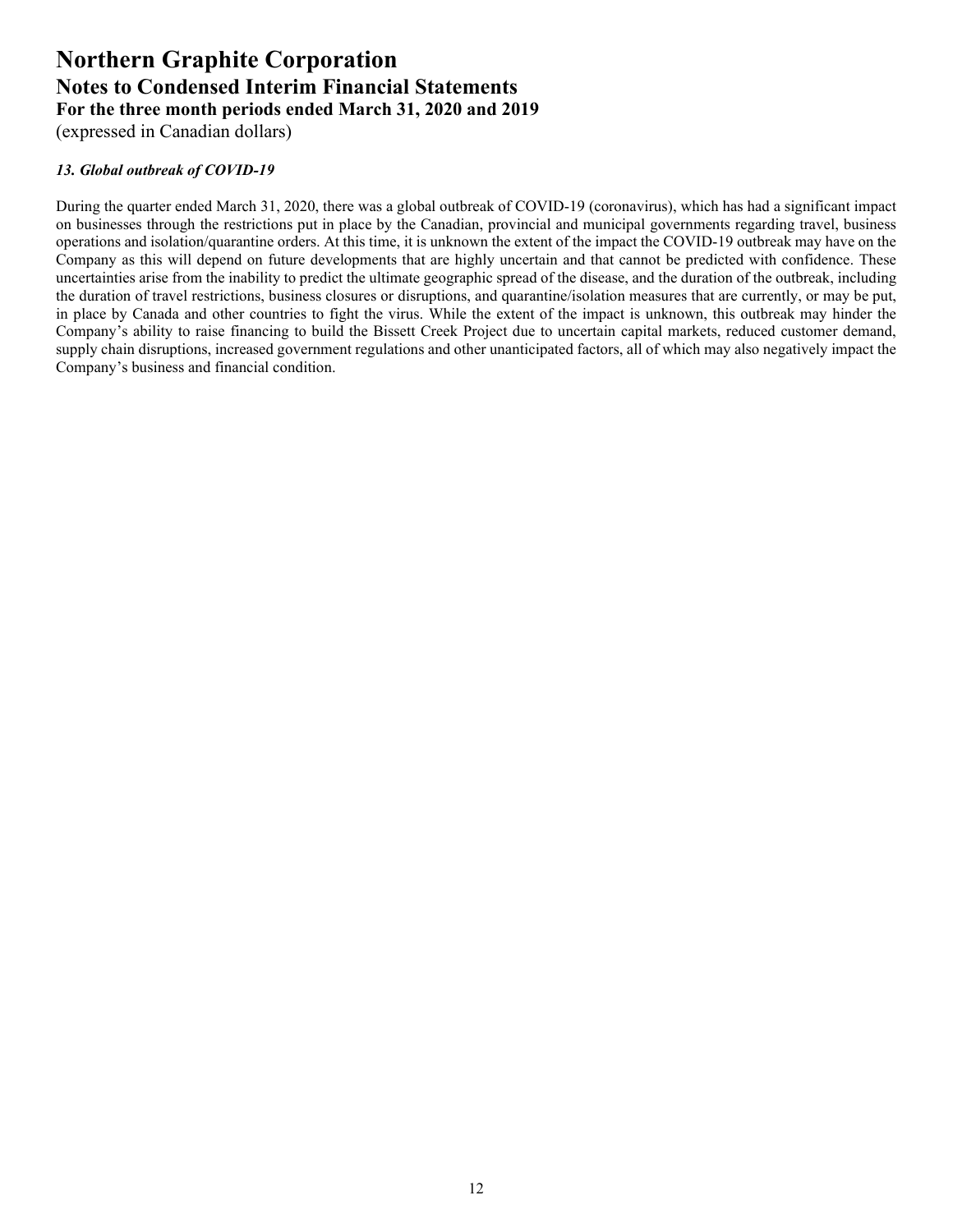### *13. Global outbreak of COVID-19*

During the quarter ended March 31, 2020, there was a global outbreak of COVID-19 (coronavirus), which has had a significant impact on businesses through the restrictions put in place by the Canadian, provincial and municipal governments regarding travel, business operations and isolation/quarantine orders. At this time, it is unknown the extent of the impact the COVID-19 outbreak may have on the Company as this will depend on future developments that are highly uncertain and that cannot be predicted with confidence. These uncertainties arise from the inability to predict the ultimate geographic spread of the disease, and the duration of the outbreak, including the duration of travel restrictions, business closures or disruptions, and quarantine/isolation measures that are currently, or may be put, in place by Canada and other countries to fight the virus. While the extent of the impact is unknown, this outbreak may hinder the Company's ability to raise financing to build the Bissett Creek Project due to uncertain capital markets, reduced customer demand, supply chain disruptions, increased government regulations and other unanticipated factors, all of which may also negatively impact the Company's business and financial condition.